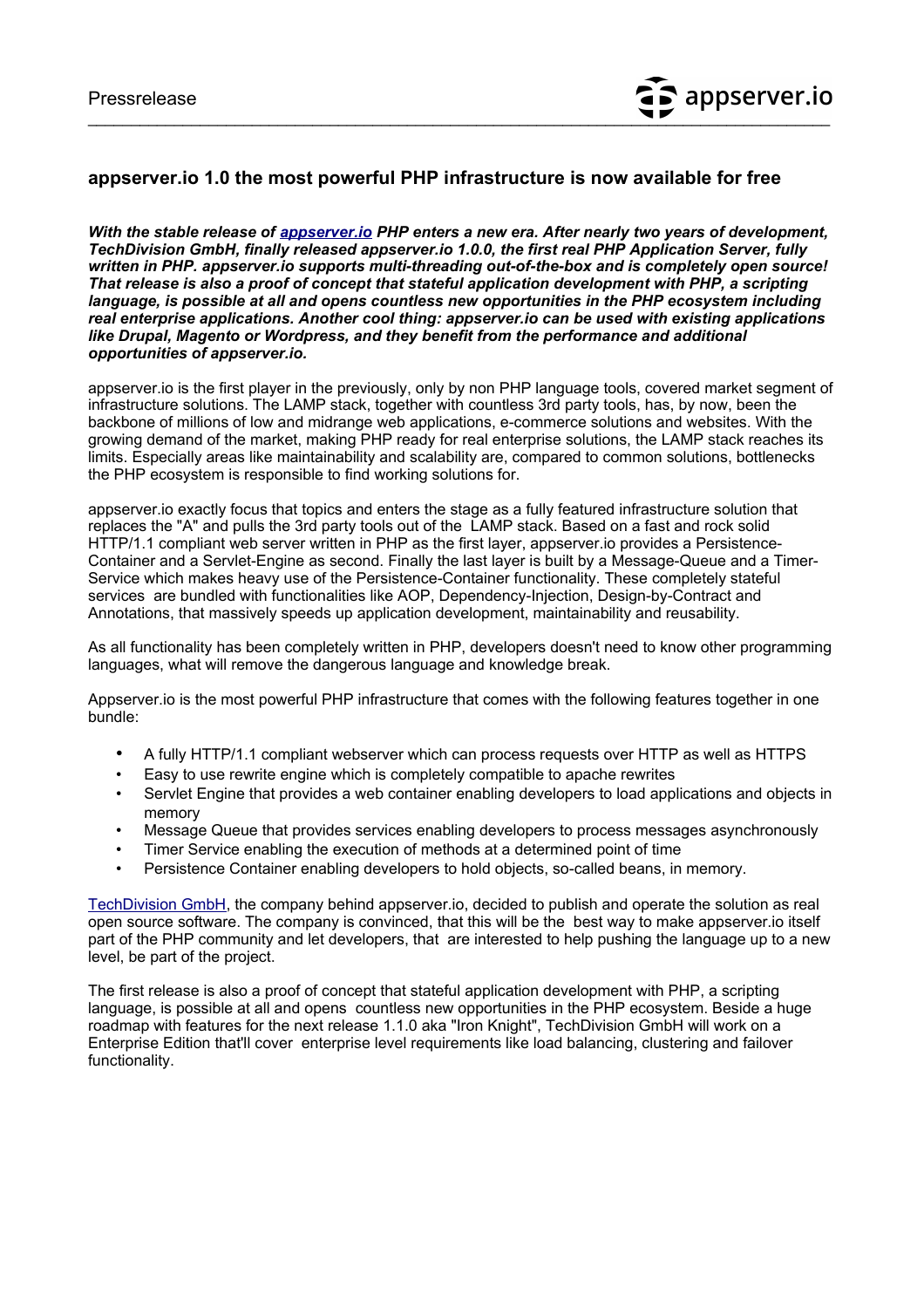Pressrelease

## appserver.io 1.0 the most powerful PHP infrastructure is now available for free

***With the stable release of appserver.io PHP enters a new era. After nearly two years of development, TechDivision GmbH, finally released appserver.io 1.0.0, the first real PHP Application Server, fully written in PHP. appserver.io supports multi-threading out-of-the-box and is completely open source! That release is also a proof of concept that stateful application development with PHP, a scripting language, is possible at all and opens countless new opportunities in the PHP ecosystem including real enterprise applications. Another cool thing: appserver.io can be used with existing applications like Drupal, Magento or Wordpress, and they benefit from the performance and additional opportunities of appserver.io.***

appserver.io is the first player in the previously, only by non PHP language tools, covered market segment of infrastructure solutions. The LAMP stack, together with countless 3rd party tools, has, by now, been the backbone of millions of low and midrange web applications, e-commerce solutions and websites. With the growing demand of the market, making PHP ready for real enterprise solutions, the LAMP stack reaches its limits. Especially areas like maintainability and scalability are, compared to common solutions, bottlenecks the PHP ecosystem is responsible to find working solutions for.

appserver.io exactly focus that topics and enters the stage as a fully featured infrastructure solution that replaces the "A" and pulls the 3rd party tools out of the LAMP stack. Based on a fast and rock solid HTTP/1.1 compliant web server written in PHP as the first layer, appserver.io provides a Persistence-Container and a Servlet-Engine as second. Finally the last layer is built by a Message-Queue and a Timer-Service which makes heavy use of the Persistence-Container functionality. These completely stateful services are bundled with functionalities like AOP, Dependency-Injection, Design-by-Contract and Annotations, that massively speeds up application development, maintainability and reusability.

As all functionality has been completely written in PHP, developers doesn't need to know other programming languages, what will remove the dangerous language and knowledge break.

Appserver.io is the most powerful PHP infrastructure that comes with the following features together in one bundle:

- A fully HTTP/1.1 compliant webserver which can process requests over HTTP as well as HTTPS
- Easy to use rewrite engine which is completely compatible to apache rewrites
- Servlet Engine that provides a web container enabling developers to load applications and objects in memory
- Message Queue that provides services enabling developers to process messages asynchronously
- Timer Service enabling the execution of methods at a determined point of time
- Persistence Container enabling developers to hold objects, so-called beans, in memory.

TechDivision GmbH, the company behind appserver.io, decided to publish and operate the solution as real open source software. The company is convinced, that this will be the best way to make appserver.io itself part of the PHP community and let developers, that are interested to help pushing the language up to a new level, be part of the project.

The first release is also a proof of concept that stateful application development with PHP, a scripting language, is possible at all and opens countless new opportunities in the PHP ecosystem. Beside a huge roadmap with features for the next release 1.1.0 aka "Iron Knight", TechDivision GmbH will work on a Enterprise Edition that'll cover enterprise level requirements like load balancing, clustering and failover functionality.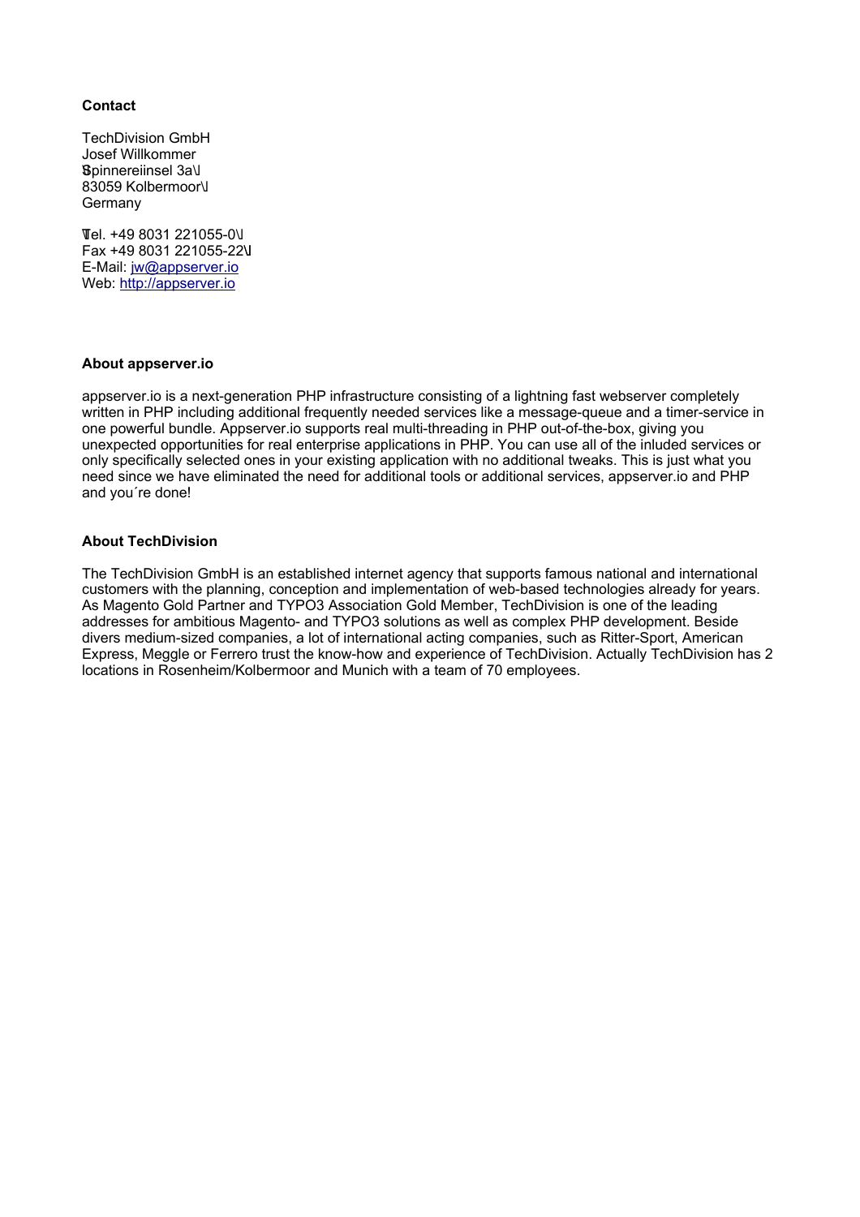**Contact**

TechDivision GmbH
Josef Willkommer
Spinnereiinsel 3a
83059 Kolbermoor
Germany

Tel. +49 8031 221055-0
Fax +49 8031 221055-22
E-Mail: jw@appserver.io
Web: http://appserver.io

**About appserver.io**

appserver.io is a next-generation PHP infrastructure consisting of a lightning fast webserver completely written in PHP including additional frequently needed services like a message-queue and a timer-service in one powerful bundle. Appserver.io supports real multi-threading in PHP out-of-the-box, giving you unexpected opportunities for real enterprise applications in PHP. You can use all of the inluded services or only specifically selected ones in your existing application with no additional tweaks. This is just what you need since we have eliminated the need for additional tools or additional services, appserver.io and PHP and you´re done!

**About TechDivision**

The TechDivision GmbH is an established internet agency that supports famous national and international customers with the planning, conception and implementation of web-based technologies already for years. As Magento Gold Partner and TYPO3 Association Gold Member, TechDivision is one of the leading addresses for ambitious Magento- and TYPO3 solutions as well as complex PHP development. Beside divers medium-sized companies, a lot of international acting companies, such as Ritter-Sport, American Express, Meggle or Ferrero trust the know-how and experience of TechDivision. Actually TechDivision has 2 locations in Rosenheim/Kolbermoor and Munich with a team of 70 employees.